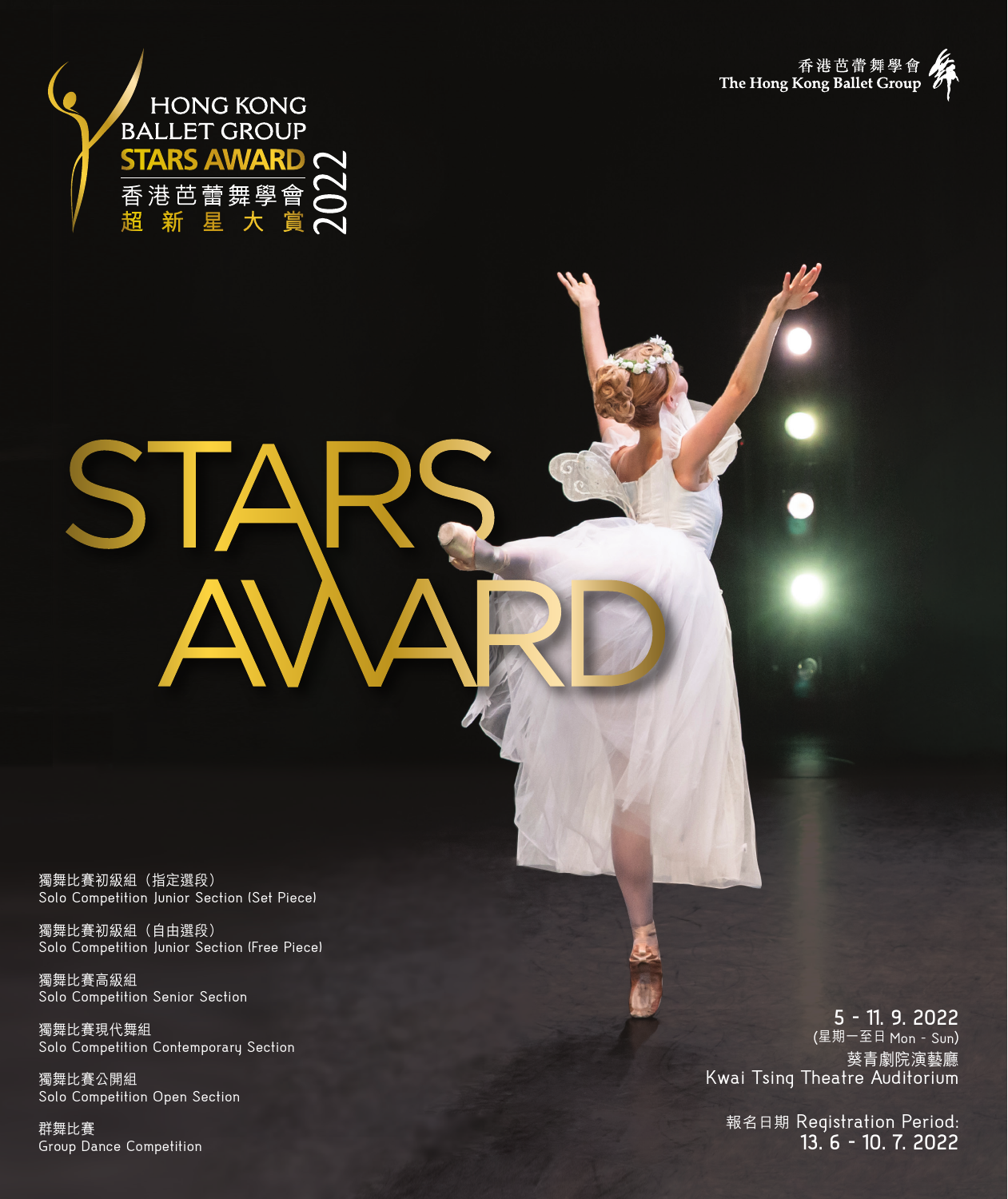# HONG KONG BALLET GROUP STARS AWARD 2022

香港芭蕾舞學會 超新星大賞

香港芭蕾舞學會
The Hong Kong Ballet Group

# STARS AWARD

獨舞比賽初級組（指定選段）
Solo Competition Junior Section (Set Piece)

獨舞比賽初級組（自由選段）
Solo Competition Junior Section (Free Piece)

獨舞比賽高級組
Solo Competition Senior Section

獨舞比賽現代舞組
Solo Competition Contemporary Section

獨舞比賽公開組
Solo Competition Open Section

群舞比賽
Group Dance Competition

**5 - 11. 9. 2022**
(星期一至日 Mon - Sun)
葵青劇院演藝廳
Kwai Tsing Theatre Auditorium

報名日期 Registration Period:
**13. 6 - 10. 7. 2022**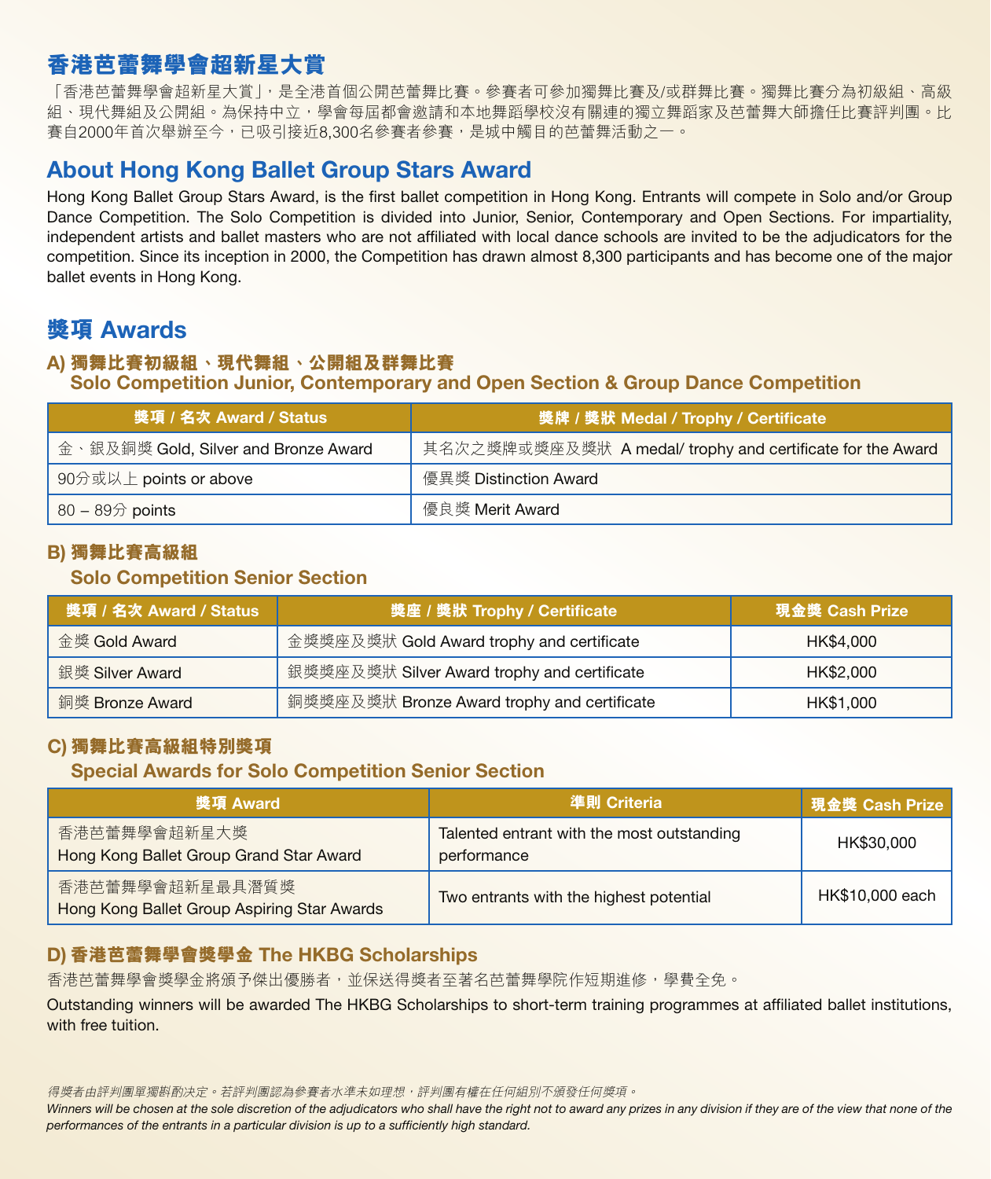## 香港芭蕾舞學會超新星大賞

「香港芭蕾舞學會超新星大賞」，是全港首個公開芭蕾舞比賽。參賽者可參加獨舞比賽及/或群舞比賽。獨舞比賽分為初級組、高級組、現代舞組及公開組。為保持中立，學會每屆都會邀請和本地舞蹈學校沒有關連的獨立舞蹈家及芭蕾舞大師擔任比賽評判團。比賽自2000年首次舉辦至今，已吸引接近8,300名參賽者參賽，是城中觸目的芭蕾舞活動之一。

## About Hong Kong Ballet Group Stars Award

Hong Kong Ballet Group Stars Award, is the first ballet competition in Hong Kong. Entrants will compete in Solo and/or Group Dance Competition. The Solo Competition is divided into Junior, Senior, Contemporary and Open Sections. For impartiality, independent artists and ballet masters who are not affiliated with local dance schools are invited to be the adjudicators for the competition. Since its inception in 2000, the Competition has drawn almost 8,300 participants and has become one of the major ballet events in Hong Kong.

## 獎項 Awards

### A) 獨舞比賽初級組、現代舞組、公開組及群舞比賽 Solo Competition Junior, Contemporary and Open Section & Group Dance Competition

| 獎項 / 名次 Award / Status | 獎牌 / 獎狀 Medal / Trophy / Certificate |
|---|---|
| 金、銀及銅獎 Gold, Silver and Bronze Award | 其名次之獎牌或獎座及獎狀 A medal/ trophy and certificate for the Award |
| 90分或以上 points or above | 優異獎 Distinction Award |
| 80 – 89分 points | 優良獎 Merit Award |

### B) 獨舞比賽高級組 Solo Competition Senior Section

| 獎項 / 名次 Award / Status | 獎座 / 獎狀 Trophy / Certificate | 現金獎 Cash Prize |
|---|---|---|
| 金獎 Gold Award | 金獎獎座及獎狀 Gold Award trophy and certificate | HK$4,000 |
| 銀獎 Silver Award | 銀獎獎座及獎狀 Silver Award trophy and certificate | HK$2,000 |
| 銅獎 Bronze Award | 銅獎獎座及獎狀 Bronze Award trophy and certificate | HK$1,000 |

### C) 獨舞比賽高級組特別獎項 Special Awards for Solo Competition Senior Section

| 獎項 Award | 準則 Criteria | 現金獎 Cash Prize |
|---|---|---|
| 香港芭蕾舞學會超新星大獎 Hong Kong Ballet Group Grand Star Award | Talented entrant with the most outstanding performance | HK$30,000 |
| 香港芭蕾舞學會超新星最具潛質獎 Hong Kong Ballet Group Aspiring Star Awards | Two entrants with the highest potential | HK$10,000 each |

### D) 香港芭蕾舞學會獎學金 The HKBG Scholarships

香港芭蕾舞學會獎學金將頒予傑出優勝者，並保送得獎者至著名芭蕾舞學院作短期進修，學費全免。

Outstanding winners will be awarded The HKBG Scholarships to short-term training programmes at affiliated ballet institutions, with free tuition.

*得獎者由評判團單獨斟酌決定。若評判團認為參賽者水準未如理想，評判團有權在任何組別不頒發任何獎項。*

*Winners will be chosen at the sole discretion of the adjudicators who shall have the right not to award any prizes in any division if they are of the view that none of the performances of the entrants in a particular division is up to a sufficiently high standard.*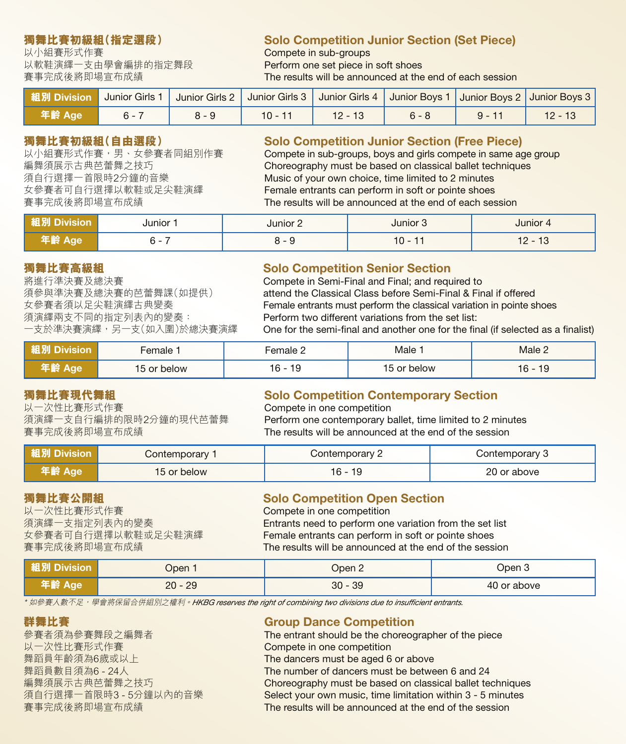## 獨舞比賽初級組(指定選段)

以小組賽形式作賽
以軟鞋演繹一支由學會編排的指定舞段
賽事完成後將即場宣布成績

## Solo Competition Junior Section (Set Piece)

Compete in sub-groups
Perform one set piece in soft shoes
The results will be announced at the end of each session

| 組別 Division | Junior Girls 1 | Junior Girls 2 | Junior Girls 3 | Junior Girls 4 | Junior Boys 1 | Junior Boys 2 | Junior Boys 3 |
|---|---|---|---|---|---|---|---|
| 年齡 Age | 6 - 7 | 8 - 9 | 10 - 11 | 12 - 13 | 6 - 8 | 9 - 11 | 12 - 13 |

## 獨舞比賽初級組(自由選段)

以小組賽形式作賽,男、女參賽者同組別作賽
編舞須展示古典芭蕾舞之技巧
須自行選擇一首限時2分鐘的音樂
女參賽者可自行選擇以軟鞋或足尖鞋演繹
賽事完成後將即場宣布成績

## Solo Competition Junior Section (Free Piece)

Compete in sub-groups, boys and girls compete in same age group
Choreography must be based on classical ballet techniques
Music of your own choice, time limited to 2 minutes
Female entrants can perform in soft or pointe shoes
The results will be announced at the end of each session

| 組別 Division | Junior 1 | Junior 2 | Junior 3 | Junior 4 |
|---|---|---|---|---|
| 年齡 Age | 6 - 7 | 8 - 9 | 10 - 11 | 12 - 13 |

## 獨舞比賽高級組

將進行準決賽及總決賽
須參與準決賽及總決賽的芭蕾舞課(如提供)
女參賽者須以足尖鞋演繹古典變奏
須演繹兩支不同的指定列表內的變奏:
一支於準決賽演繹,另一支(如入圍)於總決賽演繹

## Solo Competition Senior Section

Compete in Semi-Final and Final; and required to attend the Classical Class before Semi-Final & Final if offered
Female entrants must perform the classical variation in pointe shoes
Perform two different variations from the set list:
One for the semi-final and another one for the final (if selected as a finalist)

| 組別 Division | Female 1 | Female 2 | Male 1 | Male 2 |
|---|---|---|---|---|
| 年齡 Age | 15 or below | 16 - 19 | 15 or below | 16 - 19 |

## 獨舞比賽現代舞組

以一次性比賽形式作賽
須演繹一支自行編排的限時2分鐘的現代芭蕾舞
賽事完成後將即場宣布成績

## Solo Competition Contemporary Section

Compete in one competition
Perform one contemporary ballet, time limited to 2 minutes
The results will be announced at the end of the session

| 組別 Division | Contemporary 1 | Contemporary 2 | Contemporary 3 |
|---|---|---|---|
| 年齡 Age | 15 or below | 16 - 19 | 20 or above |

## 獨舞比賽公開組

以一次性比賽形式作賽
須演繹一支指定列表內的變奏
女參賽者可自行選擇以軟鞋或足尖鞋演繹
賽事完成後將即場宣布成績

## Solo Competition Open Section

Compete in one competition
Entrants need to perform one variation from the set list
Female entrants can perform in soft or pointe shoes
The results will be announced at the end of the session

| 組別 Division | Open 1 | Open 2 | Open 3 |
|---|---|---|---|
| 年齡 Age | 20 - 29 | 30 - 39 | 40 or above |

*\* 如參賽人數不足,學會將保留合併組別之權利。HKBG reserves the right of combining two divisions due to insufficient entrants.*

## 群舞比賽

參賽者須為參賽舞段之編舞者
以一次性比賽形式作賽
舞蹈員年齡須為6歲或以上
舞蹈員數目須為6 - 24人
編舞須展示古典芭蕾舞之技巧
須自行選擇一首限時3 - 5分鐘以內的音樂
賽事完成後將即場宣布成績

## Group Dance Competition

The entrant should be the choreographer of the piece
Compete in one competition
The dancers must be aged 6 or above
The number of dancers must be between 6 and 24
Choreography must be based on classical ballet techniques
Select your own music, time limitation within 3 - 5 minutes
The results will be announced at the end of the session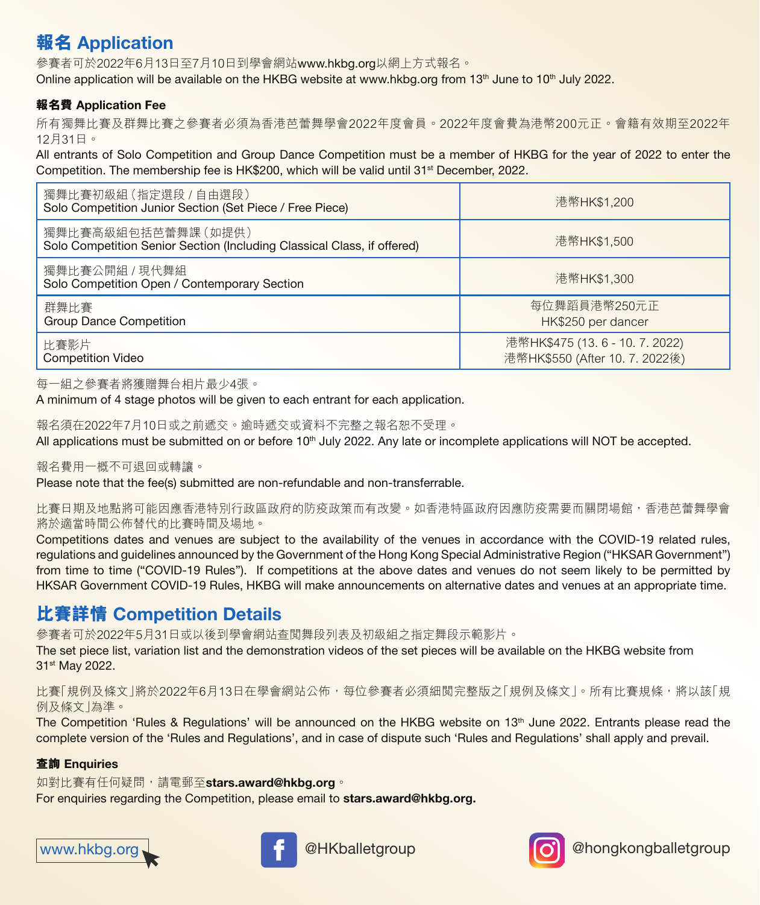## 報名 Application

參賽者可於2022年6月13日至7月10日到學會網站www.hkbg.org以網上方式報名。
Online application will be available on the HKBG website at www.hkbg.org from 13th June to 10th July 2022.

### 報名費 Application Fee

所有獨舞比賽及群舞比賽之參賽者必須為香港芭蕾舞學會2022年度會員。2022年度會費為港幣200元正。會籍有效期至2022年12月31日。
All entrants of Solo Competition and Group Dance Competition must be a member of HKBG for the year of 2022 to enter the Competition. The membership fee is HK$200, which will be valid until 31st December, 2022.

| | |
|---|---|
| 獨舞比賽初級組(指定選段 / 自由選段)<br>Solo Competition Junior Section (Set Piece / Free Piece) | 港幣HK$1,200 |
| 獨舞比賽高級組包括芭蕾舞課(如提供)<br>Solo Competition Senior Section (Including Classical Class, if offered) | 港幣HK$1,500 |
| 獨舞比賽公開組 / 現代舞組<br>Solo Competition Open / Contemporary Section | 港幣HK$1,300 |
| 群舞比賽<br>Group Dance Competition | 每位舞蹈員港幣250元正<br>HK$250 per dancer |
| 比賽影片<br>Competition Video | 港幣HK$475 (13. 6 - 10. 7. 2022)<br>港幣HK$550 (After 10. 7. 2022後) |

每一組之參賽者將獲贈舞台相片最少4張。
A minimum of 4 stage photos will be given to each entrant for each application.

報名須在2022年7月10日或之前遞交。逾時遞交或資料不完整之報名恕不受理。
All applications must be submitted on or before 10th July 2022. Any late or incomplete applications will NOT be accepted.

報名費用一概不可退回或轉讓。
Please note that the fee(s) submitted are non-refundable and non-transferrable.

比賽日期及地點將可能因應香港特別行政區政府的防疫政策而有改變。如香港特區政府因應防疫需要而關閉場館，香港芭蕾舞學會將於適當時間公佈替代的比賽時間及場地。
Competitions dates and venues are subject to the availability of the venues in accordance with the COVID-19 related rules, regulations and guidelines announced by the Government of the Hong Kong Special Administrative Region ("HKSAR Government") from time to time ("COVID-19 Rules"). If competitions at the above dates and venues do not seem likely to be permitted by HKSAR Government COVID-19 Rules, HKBG will make announcements on alternative dates and venues at an appropriate time.

## 比賽詳情 Competition Details

參賽者可於2022年5月31日或以後到學會網站查閱舞段列表及初級組之指定舞段示範影片。
The set piece list, variation list and the demonstration videos of the set pieces will be available on the HKBG website from 31st May 2022.

比賽「規例及條文」將於2022年6月13日在學會網站公佈，每位參賽者必須細閱完整版之「規例及條文」。所有比賽規條，將以該「規例及條文」為準。
The Competition 'Rules & Regulations' will be announced on the HKBG website on 13th June 2022. Entrants please read the complete version of the 'Rules and Regulations', and in case of dispute such 'Rules and Regulations' shall apply and prevail.

### 查詢 Enquiries

如對比賽有任何疑問，請電郵至**stars.award@hkbg.org**。
For enquiries regarding the Competition, please email to **stars.award@hkbg.org.**

www.hkbg.org @HKballetgroup @hongkongballetgroup